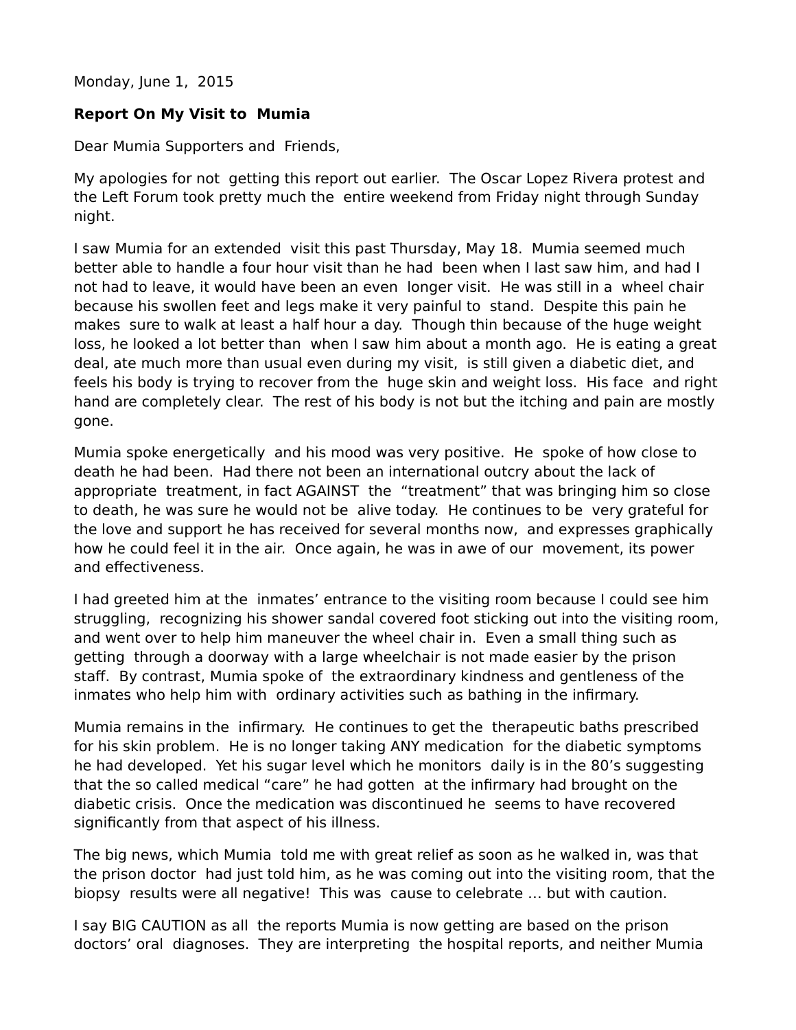Monday, June 1, 2015

**Report On My Visit to Mumia**

Dear Mumia Supporters and Friends,

My apologies for not getting this report out earlier. The Oscar Lopez Rivera protest and the Left Forum took pretty much the entire weekend from Friday night through Sunday night.

I saw Mumia for an extended visit this past Thursday, May 18. Mumia seemed much better able to handle a four hour visit than he had been when I last saw him, and had I not had to leave, it would have been an even longer visit. He was still in a wheel chair because his swollen feet and legs make it very painful to stand. Despite this pain he makes sure to walk at least a half hour a day. Though thin because of the huge weight loss, he looked a lot better than when I saw him about a month ago. He is eating a great deal, ate much more than usual even during my visit, is still given a diabetic diet, and feels his body is trying to recover from the huge skin and weight loss. His face and right hand are completely clear. The rest of his body is not but the itching and pain are mostly gone.

Mumia spoke energetically and his mood was very positive. He spoke of how close to death he had been. Had there not been an international outcry about the lack of appropriate treatment, in fact AGAINST the "treatment" that was bringing him so close to death, he was sure he would not be alive today. He continues to be very grateful for the love and support he has received for several months now, and expresses graphically how he could feel it in the air. Once again, he was in awe of our movement, its power and effectiveness.

I had greeted him at the inmates' entrance to the visiting room because I could see him struggling, recognizing his shower sandal covered foot sticking out into the visiting room, and went over to help him maneuver the wheel chair in. Even a small thing such as getting through a doorway with a large wheelchair is not made easier by the prison staff. By contrast, Mumia spoke of the extraordinary kindness and gentleness of the inmates who help him with ordinary activities such as bathing in the infirmary.

Mumia remains in the infirmary. He continues to get the therapeutic baths prescribed for his skin problem. He is no longer taking ANY medication for the diabetic symptoms he had developed. Yet his sugar level which he monitors daily is in the 80's suggesting that the so called medical "care" he had gotten at the infirmary had brought on the diabetic crisis. Once the medication was discontinued he seems to have recovered significantly from that aspect of his illness.

The big news, which Mumia told me with great relief as soon as he walked in, was that the prison doctor had just told him, as he was coming out into the visiting room, that the biopsy results were all negative! This was cause to celebrate … but with caution.

I say BIG CAUTION as all the reports Mumia is now getting are based on the prison doctors' oral diagnoses. They are interpreting the hospital reports, and neither Mumia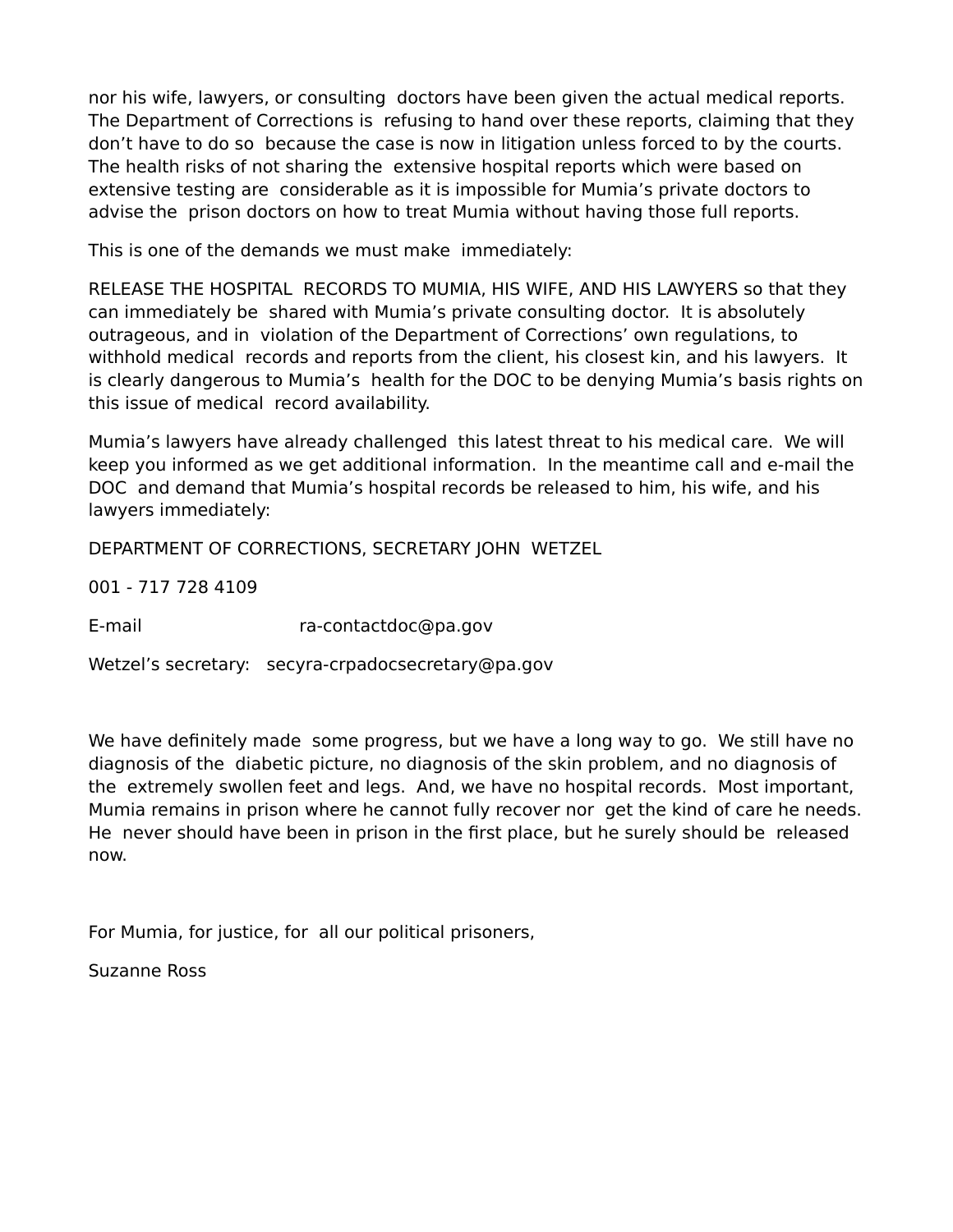nor his wife, lawyers, or consulting doctors have been given the actual medical reports. The Department of Corrections is refusing to hand over these reports, claiming that they don't have to do so because the case is now in litigation unless forced to by the courts. The health risks of not sharing the extensive hospital reports which were based on extensive testing are considerable as it is impossible for Mumia's private doctors to advise the prison doctors on how to treat Mumia without having those full reports.

This is one of the demands we must make immediately:

RELEASE THE HOSPITAL RECORDS TO MUMIA, HIS WIFE, AND HIS LAWYERS so that they can immediately be shared with Mumia's private consulting doctor. It is absolutely outrageous, and in violation of the Department of Corrections' own regulations, to withhold medical records and reports from the client, his closest kin, and his lawyers. It is clearly dangerous to Mumia's health for the DOC to be denying Mumia's basis rights on this issue of medical record availability.

Mumia's lawyers have already challenged this latest threat to his medical care. We will keep you informed as we get additional information. In the meantime call and e-mail the DOC and demand that Mumia's hospital records be released to him, his wife, and his lawyers immediately:

DEPARTMENT OF CORRECTIONS, SECRETARY JOHN WETZEL

001 - 717 728 4109

E-mail ra-contactdoc@pa.gov

Wetzel's secretary: secyra-crpadocsecretary@pa.gov

We have definitely made some progress, but we have a long way to go. We still have no diagnosis of the diabetic picture, no diagnosis of the skin problem, and no diagnosis of the extremely swollen feet and legs. And, we have no hospital records. Most important, Mumia remains in prison where he cannot fully recover nor get the kind of care he needs. He never should have been in prison in the first place, but he surely should be released now.

For Mumia, for justice, for all our political prisoners,

Suzanne Ross